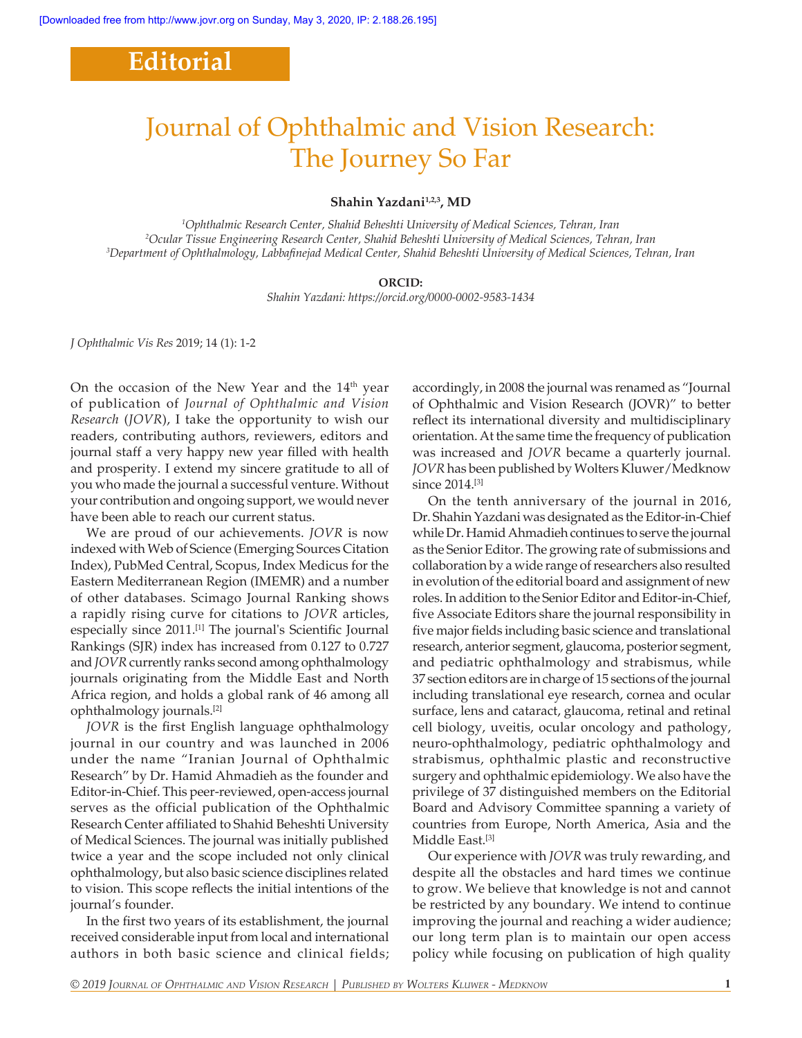Editorial

# Journal of Ophthalmic and Vision Research: The Journey So Far

**Shahin Yazdani[1,2,3], MD**

[1]*Ophthalmic Research Center, Shahid Beheshti University of Medical Sciences, Tehran, Iran*
[2]*Ocular Tissue Engineering Research Center, Shahid Beheshti University of Medical Sciences, Tehran, Iran*
[3]*Department of Ophthalmology, Labbafinejad Medical Center, Shahid Beheshti University of Medical Sciences, Tehran, Iran*

**ORCID:**
*Shahin Yazdani: https://orcid.org/0000-0002-9583-1434*

*J Ophthalmic Vis Res* 2019; 14 (1): 1-2

On the occasion of the New Year and the 14th year of publication of *Journal of Ophthalmic and Vision Research* (*JOVR*), I take the opportunity to wish our readers, contributing authors, reviewers, editors and journal staff a very happy new year filled with health and prosperity. I extend my sincere gratitude to all of you who made the journal a successful venture. Without your contribution and ongoing support, we would never have been able to reach our current status.

We are proud of our achievements. *JOVR* is now indexed with Web of Science (Emerging Sources Citation Index), PubMed Central, Scopus, Index Medicus for the Eastern Mediterranean Region (IMEMR) and a number of other databases. Scimago Journal Ranking shows a rapidly rising curve for citations to *JOVR* articles, especially since 2011.[1] The journal's Scientific Journal Rankings (SJR) index has increased from 0.127 to 0.727 and *JOVR* currently ranks second among ophthalmology journals originating from the Middle East and North Africa region, and holds a global rank of 46 among all ophthalmology journals.[2]

*JOVR* is the first English language ophthalmology journal in our country and was launched in 2006 under the name "Iranian Journal of Ophthalmic Research" by Dr. Hamid Ahmadieh as the founder and Editor-in-Chief. This peer-reviewed, open-access journal serves as the official publication of the Ophthalmic Research Center affiliated to Shahid Beheshti University of Medical Sciences. The journal was initially published twice a year and the scope included not only clinical ophthalmology, but also basic science disciplines related to vision. This scope reflects the initial intentions of the journal's founder.

In the first two years of its establishment, the journal received considerable input from local and international authors in both basic science and clinical fields; accordingly, in 2008 the journal was renamed as "Journal of Ophthalmic and Vision Research (JOVR)" to better reflect its international diversity and multidisciplinary orientation. At the same time the frequency of publication was increased and *JOVR* became a quarterly journal. *JOVR* has been published by Wolters Kluwer/Medknow since 2014.[3]

On the tenth anniversary of the journal in 2016, Dr. Shahin Yazdani was designated as the Editor-in-Chief while Dr. Hamid Ahmadieh continues to serve the journal as the Senior Editor. The growing rate of submissions and collaboration by a wide range of researchers also resulted in evolution of the editorial board and assignment of new roles. In addition to the Senior Editor and Editor-in-Chief, five Associate Editors share the journal responsibility in five major fields including basic science and translational research, anterior segment, glaucoma, posterior segment, and pediatric ophthalmology and strabismus, while 37 section editors are in charge of 15 sections of the journal including translational eye research, cornea and ocular surface, lens and cataract, glaucoma, retinal and retinal cell biology, uveitis, ocular oncology and pathology, neuro-ophthalmology, pediatric ophthalmology and strabismus, ophthalmic plastic and reconstructive surgery and ophthalmic epidemiology. We also have the privilege of 37 distinguished members on the Editorial Board and Advisory Committee spanning a variety of countries from Europe, North America, Asia and the Middle East.[3]

Our experience with *JOVR* was truly rewarding, and despite all the obstacles and hard times we continue to grow. We believe that knowledge is not and cannot be restricted by any boundary. We intend to continue improving the journal and reaching a wider audience; our long term plan is to maintain our open access policy while focusing on publication of high quality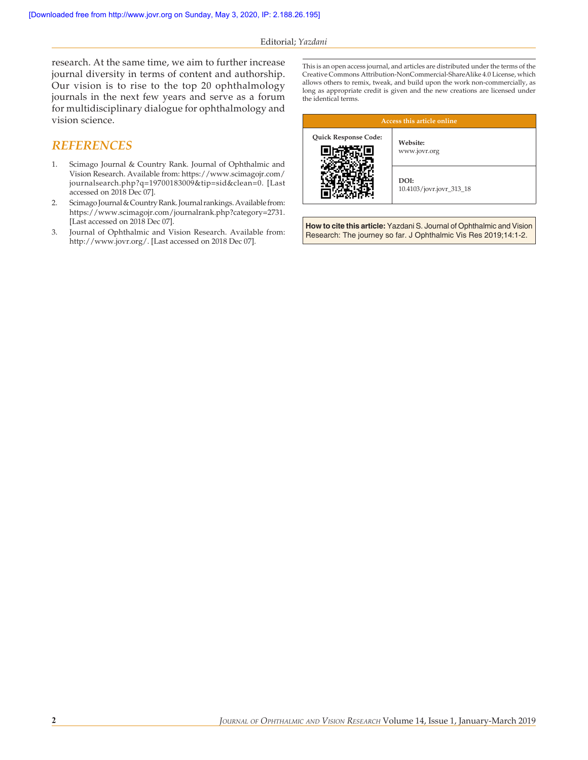research. At the same time, we aim to further increase journal diversity in terms of content and authorship. Our vision is to rise to the top 20 ophthalmology journals in the next few years and serve as a forum for multidisciplinary dialogue for ophthalmology and vision science.

## REFERENCES

1. Scimago Journal & Country Rank. Journal of Ophthalmic and Vision Research. Available from: https://www.scimagojr.com/journalsearch.php?q=19700183009&tip=sid&clean=0. [Last accessed on 2018 Dec 07].
2. Scimago Journal & Country Rank. Journal rankings. Available from: https://www.scimagojr.com/journalrank.php?category=2731. [Last accessed on 2018 Dec 07].
3. Journal of Ophthalmic and Vision Research. Available from: http://www.jovr.org/. [Last accessed on 2018 Dec 07].

This is an open access journal, and articles are distributed under the terms of the Creative Commons Attribution-NonCommercial-ShareAlike 4.0 License, which allows others to remix, tweak, and build upon the work non-commercially, as long as appropriate credit is given and the new creations are licensed under the identical terms.

| Access this article online | |
|---|---|
| Quick Response Code: | **Website:** www.jovr.org |
| | **DOI:** 10.4103/jovr.jovr_313_18 |

**How to cite this article:** Yazdani S. Journal of Ophthalmic and Vision Research: The journey so far. J Ophthalmic Vis Res 2019;14:1-2.